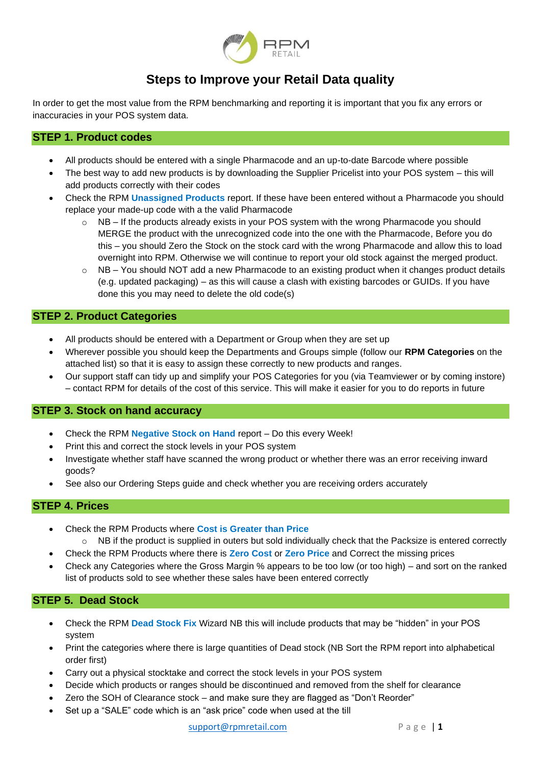# Steps to Improve your Retail Data quality

In order to get the most value from the RPM benchmarking and reporting it is important that you fix any errors or inaccuracies in your POS system data.

## STEP 1. Product codes

- All products should be entered with a single Pharmacode and an up-to-date Barcode where possible
- The best way to add new products is by downloading the Supplier Pricelist into your POS system – this will add products correctly with their codes
- Check the RPM **Unassigned Products** report. If these have been entered without a Pharmacode you should replace your made-up code with a the valid Pharmacode
  - NB – If the products already exists in your POS system with the wrong Pharmacode you should MERGE the product with the unrecognized code into the one with the Pharmacode, Before you do this – you should Zero the Stock on the stock card with the wrong Pharmacode and allow this to load overnight into RPM. Otherwise we will continue to report your old stock against the merged product.
  - NB – You should NOT add a new Pharmacode to an existing product when it changes product details (e.g. updated packaging) – as this will cause a clash with existing barcodes or GUIDs. If you have done this you may need to delete the old code(s)

## STEP 2. Product Categories

- All products should be entered with a Department or Group when they are set up
- Wherever possible you should keep the Departments and Groups simple (follow our **RPM Categories** on the attached list) so that it is easy to assign these correctly to new products and ranges.
- Our support staff can tidy up and simplify your POS Categories for you (via Teamviewer or by coming instore) – contact RPM for details of the cost of this service. This will make it easier for you to do reports in future

## STEP 3. Stock on hand accuracy

- Check the RPM **Negative Stock on Hand** report – Do this every Week!
- Print this and correct the stock levels in your POS system
- Investigate whether staff have scanned the wrong product or whether there was an error receiving inward goods?
- See also our Ordering Steps guide and check whether you are receiving orders accurately

## STEP 4. Prices

- Check the RPM Products where **Cost is Greater than Price**
  - NB if the product is supplied in outers but sold individually check that the Packsize is entered correctly
- Check the RPM Products where there is **Zero Cost** or **Zero Price** and Correct the missing prices
- Check any Categories where the Gross Margin % appears to be too low (or too high) – and sort on the ranked list of products sold to see whether these sales have been entered correctly

## STEP 5. Dead Stock

- Check the RPM **Dead Stock Fix** Wizard NB this will include products that may be "hidden" in your POS system
- Print the categories where there is large quantities of Dead stock (NB Sort the RPM report into alphabetical order first)
- Carry out a physical stocktake and correct the stock levels in your POS system
- Decide which products or ranges should be discontinued and removed from the shelf for clearance
- Zero the SOH of Clearance stock – and make sure they are flagged as "Don't Reorder"
- Set up a "SALE" code which is an "ask price" code when used at the till

support@rpmretail.com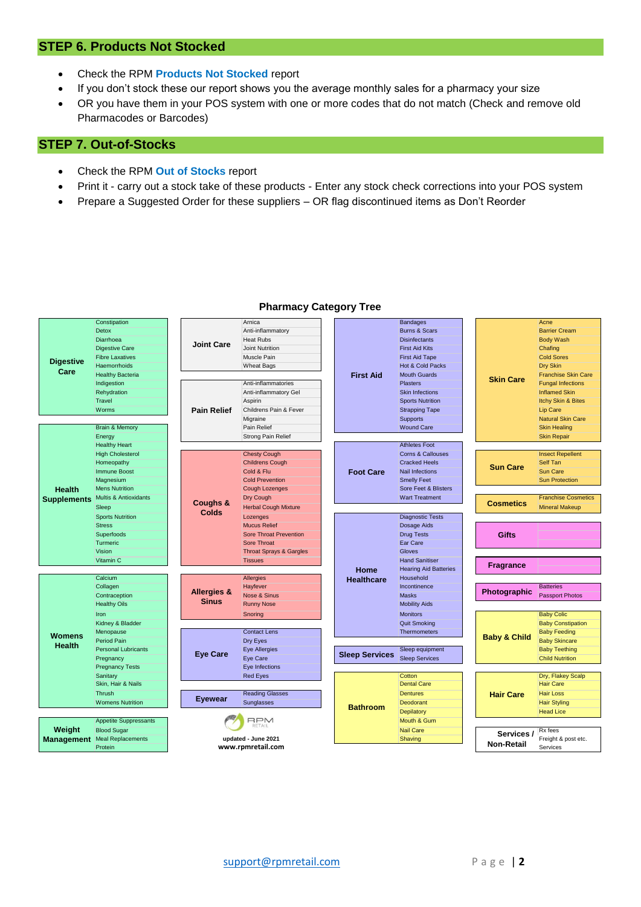## STEP 6. Products Not Stocked

- Check the RPM **Products Not Stocked** report
- If you don't stock these our report shows you the average monthly sales for a pharmacy your size
- OR you have them in your POS system with one or more codes that do not match (Check and remove old Pharmacodes or Barcodes)

## STEP 7. Out-of-Stocks

- Check the RPM **Out of Stocks** report
- Print it - carry out a stock take of these products - Enter any stock check corrections into your POS system
- Prepare a Suggested Order for these suppliers – OR flag discontinued items as Don't Reorder

### Pharmacy Category Tree

| Category | Subcategories |
|---|---|
| Digestive Care | Constipation, Detox, Diarrhoea, Digestive Care, Fibre Laxatives, Haemorrhoids, Healthy Bacteria, Indigestion, Rehydration, Travel, Worms |
| Health Supplements | Brain & Memory, Energy, Healthy Heart, High Cholesterol, Homeopathy, Immune Boost, Magnesium, Mens Nutrition, Multis & Antioxidants, Sleep, Sports Nutrition, Stress, Superfoods, Turmeric, Vision, Vitamin C |
| Womens Health | Calcium, Collagen, Contraception, Healthy Oils, Iron, Kidney & Bladder, Menopause, Period Pain, Personal Lubricants, Pregnancy, Pregnancy Tests, Sanitary, Skin, Hair & Nails, Thrush, Womens Nutrition |
| Weight Management | Appetite Suppressants, Blood Sugar, Meal Replacements, Protein |
| Joint Care | Arnica, Anti-inflammatory, Heat Rubs, Joint Nutrition, Muscle Rub, Wheat Bags |
| Pain Relief | Anti-inflammatories, Anti-inflammatory Gel, Aspirin, Childrens Pain & Fever, Migraine, Pain Relief, Strong Pain Relief |
| Coughs & Colds | Chesty Cough, Childrens Cough, Cold & Flu, Cold Prevention, Cough Lozenges, Dry Cough, Herbal Cough Mixture, Lozenges, Mucus Relief, Sore Throat Prevention, Sore Throat, Throat Sprays & Gargles, Tissues |
| Allergies & Sinus | Allergies, Hayfever, Nose & Sinus, Runny Nose, Snoring |
| Eye Care | Contact Lens, Dry Eyes, Eye Allergies, Eye Care, Eye Infections, Red Eyes |
| Eyewear | Reading Glasses, Sunglasses |
| First Aid | Bandages, Burns & Scars, Disinfectants, First Aid Kits, First Aid Tape, Hot & Cold Packs, Mouth Guards, Plasters, Skin Infections, Sports Nutrition, Strapping Tape, Supports, Wound Care |
| Foot Care | Athletes Foot, Corns & Callouses, Cracked Heels, Nail Infections, Smelly Feet, Sore Feet & Blisters, Wart Treatment |
| Home Healthcare | Diagnostic Tests, Dosage Aids, Drug Tests, Ear Care, Gloves, Hand Sanitiser, Hearing Aid Batteries, Household, Incontinence, Masks, Mobility Aids, Monitors, Quit Smoking, Thermometers |
| Sleep Services | Sleep equipment, Sleep Services |
| Bathroom | Cotton, Dental Care, Dentures, Deodorant, Depilatory, Mouth & Gum, Nail Care, Shaving |
| Skin Care | Acne, Barrier Cream, Body Wash, Chafing, Cold Sores, Dry Skin, Franchise Skin Care, Fungal Infections, Inflamed Skin, Itchy Skin & Bites, Lip Care, Natural Skin Care, Skin Healing, Skin Repair |
| Sun Care | Insect Repellent, Self Tan, Sun Care, Sun Protection |
| Cosmetics | Franchise Cosmetics, Mineral Makeup |
| Gifts | |
| Fragrance | |
| Photographic | Batteries, Passport Photos |
| Baby & Child | Baby Colic, Baby Constipation, Baby Feeding, Baby Skincare, Baby Teething, Child Nutrition |
| Hair Care | Dry, Flakey Scalp, Hair Care, Hair Loss, Hair Styling, Head Lice |
| Services / Non-Retail | Rx fees, Freight & post etc., Services |

RPM RETAIL

updated - June 2021

www.rpmretail.com

support@rpmretail.com